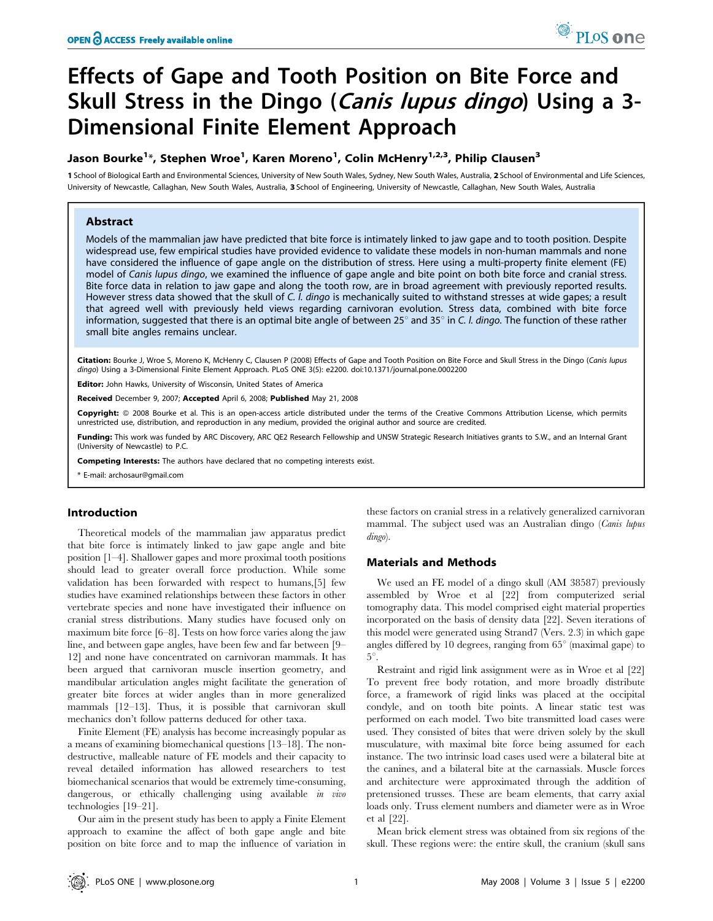# Effects of Gape and Tooth Position on Bite Force and Skull Stress in the Dingo (*Canis lupus dingo*) Using a 3-Dimensional Finite Element Approach

**Jason Bourke[1]*, Stephen Wroe[1], Karen Moreno[1], Colin McHenry[1,2,3], Philip Clausen[3]**

**1** School of Biological Earth and Environmental Sciences, University of New South Wales, Sydney, New South Wales, Australia, **2** School of Environmental and Life Sciences, University of Newcastle, Callaghan, New South Wales, Australia, **3** School of Engineering, University of Newcastle, Callaghan, New South Wales, Australia

## Abstract

Models of the mammalian jaw have predicted that bite force is intimately linked to jaw gape and to tooth position. Despite widespread use, few empirical studies have provided evidence to validate these models in non-human mammals and none have considered the influence of gape angle on the distribution of stress. Here using a multi-property finite element (FE) model of *Canis lupus dingo*, we examined the influence of gape angle and bite point on both bite force and cranial stress. Bite force data in relation to jaw gape and along the tooth row, are in broad agreement with previously reported results. However stress data showed that the skull of *C. l. dingo* is mechanically suited to withstand stresses at wide gapes; a result that agreed well with previously held views regarding carnivoran evolution. Stress data, combined with bite force information, suggested that there is an optimal bite angle of between 25° and 35° in *C. l. dingo*. The function of these rather small bite angles remains unclear.

**Citation:** Bourke J, Wroe S, Moreno K, McHenry C, Clausen P (2008) Effects of Gape and Tooth Position on Bite Force and Skull Stress in the Dingo (*Canis lupus dingo*) Using a 3-Dimensional Finite Element Approach. PLoS ONE 3(5): e2200. doi:10.1371/journal.pone.0002200

**Editor:** John Hawks, University of Wisconsin, United States of America

**Received** December 9, 2007; **Accepted** April 6, 2008; **Published** May 21, 2008

**Copyright:** © 2008 Bourke et al. This is an open-access article distributed under the terms of the Creative Commons Attribution License, which permits unrestricted use, distribution, and reproduction in any medium, provided the original author and source are credited.

**Funding:** This work was funded by ARC Discovery, ARC QE2 Research Fellowship and UNSW Strategic Research Initiatives grants to S.W., and an Internal Grant (University of Newcastle) to P.C.

**Competing Interests:** The authors have declared that no competing interests exist.

\* E-mail: archosaur@gmail.com

## Introduction

Theoretical models of the mammalian jaw apparatus predict that bite force is intimately linked to jaw gape angle and bite position [1–4]. Shallower gapes and more proximal tooth positions should lead to greater overall force production. While some validation has been forwarded with respect to humans,[5] few studies have examined relationships between these factors in other vertebrate species and none have investigated their influence on cranial stress distributions. Many studies have focused only on maximum bite force [6–8]. Tests on how force varies along the jaw line, and between gape angles, have been few and far between [9–12] and none have concentrated on carnivoran mammals. It has been argued that carnivoran muscle insertion geometry, and mandibular articulation angles might facilitate the generation of greater bite forces at wider angles than in more generalized mammals [12–13]. Thus, it is possible that carnivoran skull mechanics don't follow patterns deduced for other taxa.

Finite Element (FE) analysis has become increasingly popular as a means of examining biomechanical questions [13–18]. The non-destructive, malleable nature of FE models and their capacity to reveal detailed information has allowed researchers to test biomechanical scenarios that would be extremely time-consuming, dangerous, or ethically challenging using available *in vivo* technologies [19–21].

Our aim in the present study has been to apply a Finite Element approach to examine the affect of both gape angle and bite position on bite force and to map the influence of variation in these factors on cranial stress in a relatively generalized carnivoran mammal. The subject used was an Australian dingo (*Canis lupus dingo*).

## Materials and Methods

We used an FE model of a dingo skull (AM 38587) previously assembled by Wroe et al [22] from computerized serial tomography data. This model comprised eight material properties incorporated on the basis of density data [22]. Seven iterations of this model were generated using Strand7 (Vers. 2.3) in which gape angles differed by 10 degrees, ranging from 65° (maximal gape) to 5°.

Restraint and rigid link assignment were as in Wroe et al [22] To prevent free body rotation, and more broadly distribute force, a framework of rigid links was placed at the occipital condyle, and on tooth bite points. A linear static test was performed on each model. Two bite transmitted load cases were used. They consisted of bites that were driven solely by the skull musculature, with maximal bite force being assumed for each instance. The two intrinsic load cases used were a bilateral bite at the canines, and a bilateral bite at the carnassials. Muscle forces and architecture were approximated through the addition of pretensioned trusses. These are beam elements, that carry axial loads only. Truss element numbers and diameter were as in Wroe et al [22].

Mean brick element stress was obtained from six regions of the skull. These regions were: the entire skull, the cranium (skull sans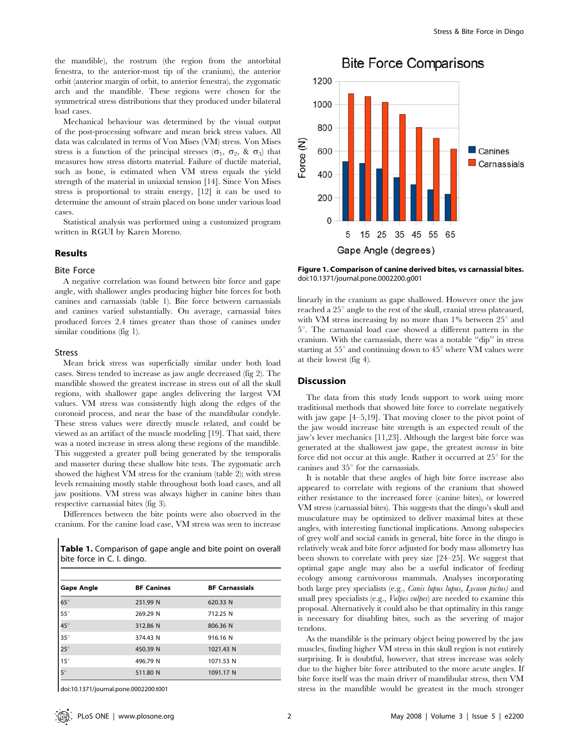the mandible), the rostrum (the region from the antorbital fenestra, to the anterior-most tip of the cranium), the anterior orbit (anterior margin of orbit, to anterior fenestra), the zygomatic arch and the mandible. These regions were chosen for the symmetrical stress distributions that they produced under bilateral load cases.

Mechanical behaviour was determined by the visual output of the post-processing software and mean brick stress values. All data was calculated in terms of Von Mises (VM) stress. Von Mises stress is a function of the principal stresses ($\sigma_1$, $\sigma_2$, & $\sigma_3$) that measures how stress distorts material. Failure of ductile material, such as bone, is estimated when VM stress equals the yield strength of the material in uniaxial tension [14]. Since Von Mises stress is proportional to strain energy, [12] it can be used to determine the amount of strain placed on bone under various load cases.

Statistical analysis was performed using a customized program written in RGUI by Karen Moreno.

## Results

### Bite Force

A negative correlation was found between bite force and gape angle, with shallower angles producing higher bite forces for both canines and carnassials (table 1). Bite force between carnassials and canines varied substantially. On average, carnassial bites produced forces 2.4 times greater than those of canines under similar conditions (fig 1).

### Stress

Mean brick stress was superficially similar under both load cases. Stress tended to increase as jaw angle decreased (fig 2). The mandible showed the greatest increase in stress out of all the skull regions, with shallower gape angles delivering the largest VM values. VM stress was consistently high along the edges of the coronoid process, and near the base of the mandibular condyle. These stress values were directly muscle related, and could be viewed as an artifact of the muscle modeling [19]. That said, there was a noted increase in stress along these regions of the mandible. This suggested a greater pull being generated by the temporalis and masseter during these shallow bite tests. The zygomatic arch showed the highest VM stress for the cranium (table 2); with stress levels remaining mostly stable throughout both load cases, and all jaw positions. VM stress was always higher in canine bites than respective carnassial bites (fig 3).

Differences between the bite points were also observed in the cranium. For the canine load case, VM stress was seen to increase linearly in the cranium as gape shallowed. However once the jaw reached a 25° angle to the rest of the skull, cranial stress plateaued, with VM stress increasing by no more than 1% between 25° and 5°. The carnassial load case showed a different pattern in the cranium. With the carnassials, there was a notable "dip" in stress starting at 55° and continuing down to 45° where VM values were at their lowest (fig 4).

**Table 1.** Comparison of gape angle and bite point on overall bite force in C. l. dingo.

| Gape Angle | BF Canines | BF Carnassials |
|---|---|---|
| 65° | 231.99 N | 620.33 N |
| 55° | 269.29 N | 712.25 N |
| 45° | 312.86 N | 806.36 N |
| 35° | 374.43 N | 916.16 N |
| 25° | 450.39 N | 1021.43 N |
| 15° | 496.79 N | 1071.53 N |
| 5° | 511.80 N | 1091.17 N |

doi:10.1371/journal.pone.0002200.t001

**Figure 1. Comparison of canine derived bites, vs carnassial bites.**
doi:10.1371/journal.pone.0002200.g001

## Discussion

The data from this study lends support to work using more traditional methods that showed bite force to correlate negatively with jaw gape [4–5,19]. That moving closer to the pivot point of the jaw would increase bite strength is an expected result of the jaw's lever mechanics [11,23]. Although the largest bite force was generated at the shallowest jaw gape, the greatest *increase* in bite force did not occur at this angle. Rather it occurred at 25° for the canines and 35° for the carnassials.

It is notable that these angles of high bite force increase also appeared to correlate with regions of the cranium that showed either resistance to the increased force (canine bites), or lowered VM stress (carnassial bites). This suggests that the dingo's skull and musculature may be optimized to deliver maximal bites at these angles, with interesting functional implications. Among subspecies of grey wolf and social canids in general, bite force in the dingo is relatively weak and bite force adjusted for body mass allometry has been shown to correlate with prey size [24–25]. We suggest that optimal gape angle may also be a useful indicator of feeding ecology among carnivorous mammals. Analyses incorporating both large prey specialists (e.g., *Canis lupus lupus, Lycaon pictus)* and small prey specialists (e.g., *Vulpes vulpes*) are needed to examine this proposal. Alternatively it could also be that optimality in this range is necessary for disabling bites, such as the severing of major tendons.

As the mandible is the primary object being powered by the jaw muscles, finding higher VM stress in this skull region is not entirely surprising. It is doubtful, however, that stress increase was solely due to the higher bite force attributed to the more acute angles. If bite force itself was the main driver of mandibular stress, then VM stress in the mandible would be greatest in the much stronger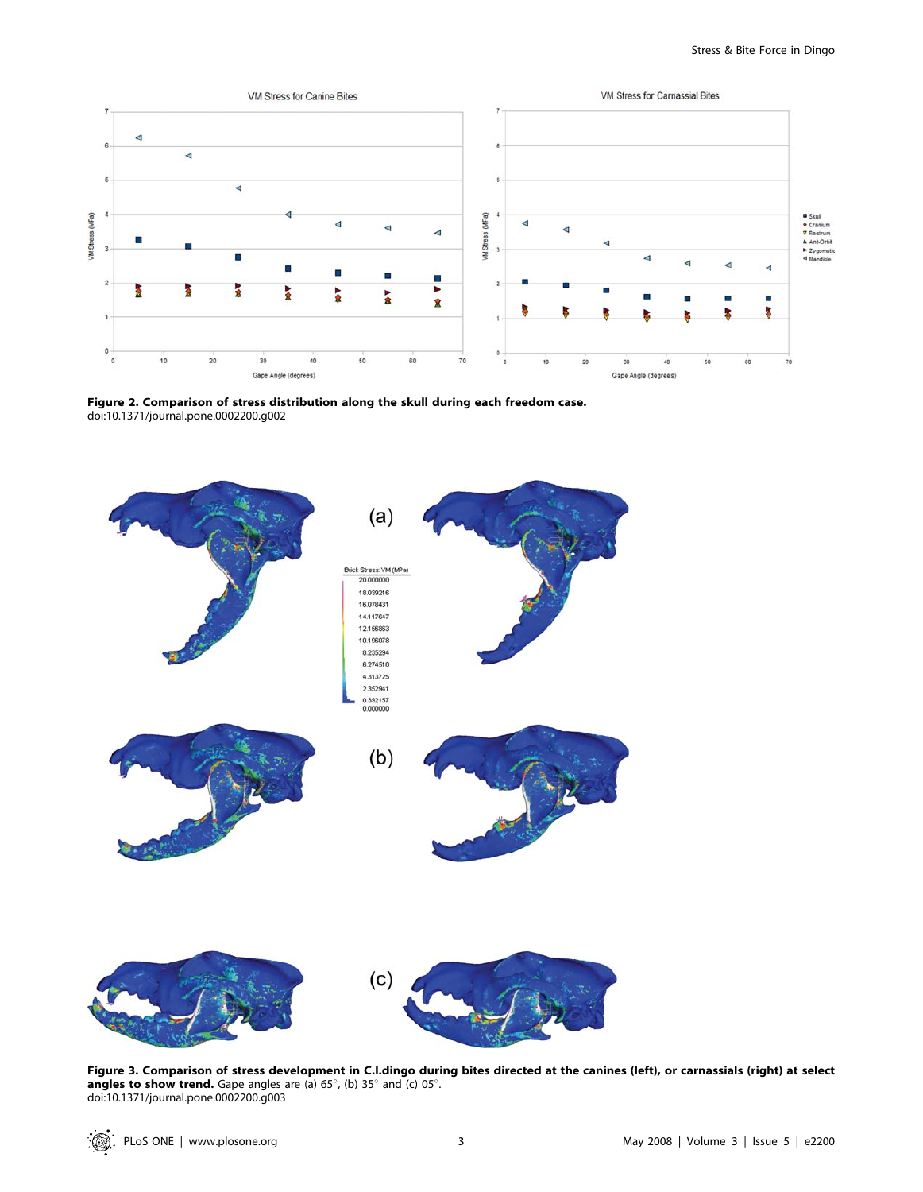**Figure 2. Comparison of stress distribution along the skull during each freedom case.**
doi:10.1371/journal.pone.0002200.g002

**Figure 3. Comparison of stress development in C.l.dingo during bites directed at the canines (left), or carnassials (right) at select angles to show trend.** Gape angles are (a) 65°, (b) 35° and (c) 05°.
doi:10.1371/journal.pone.0002200.g003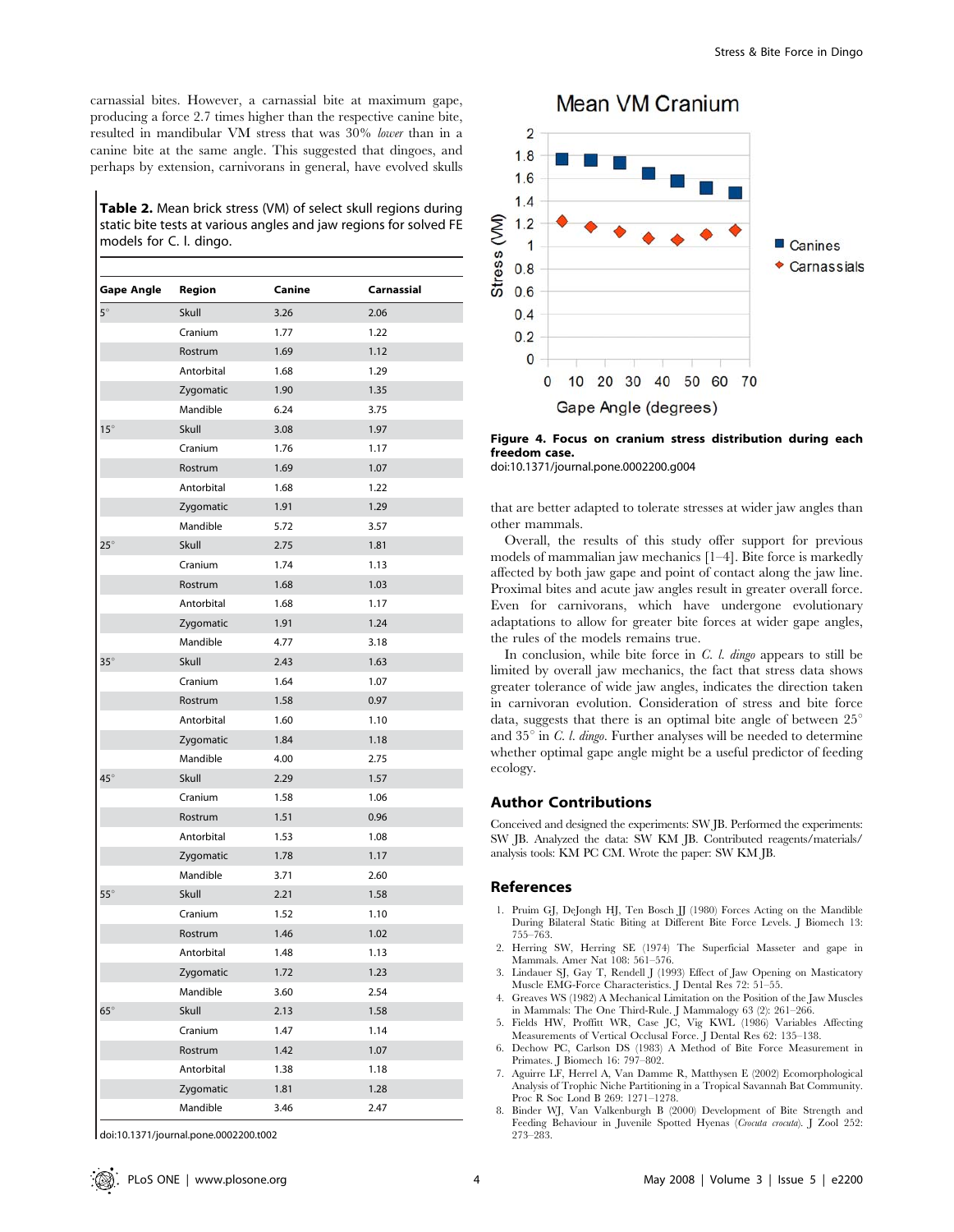carnassial bites. However, a carnassial bite at maximum gape, producing a force 2.7 times higher than the respective canine bite, resulted in mandibular VM stress that was 30% *lower* than in a canine bite at the same angle. This suggested that dingoes, and perhaps by extension, carnivorans in general, have evolved skulls that are better adapted to tolerate stresses at wider jaw angles than other mammals.

**Table 2.** Mean brick stress (VM) of select skull regions during static bite tests at various angles and jaw regions for solved FE models for C. l. dingo.

| Gape Angle | Region | Canine | Carnassial |
|---|---|---|---|
| 5° | Skull | 3.26 | 2.06 |
| | Cranium | 1.77 | 1.22 |
| | Rostrum | 1.69 | 1.12 |
| | Antorbital | 1.68 | 1.29 |
| | Zygomatic | 1.90 | 1.35 |
| | Mandible | 6.24 | 3.75 |
| 15° | Skull | 3.08 | 1.97 |
| | Cranium | 1.76 | 1.17 |
| | Rostrum | 1.69 | 1.07 |
| | Antorbital | 1.68 | 1.22 |
| | Zygomatic | 1.91 | 1.29 |
| | Mandible | 5.72 | 3.57 |
| 25° | Skull | 2.75 | 1.81 |
| | Cranium | 1.74 | 1.13 |
| | Rostrum | 1.68 | 1.03 |
| | Antorbital | 1.68 | 1.17 |
| | Zygomatic | 1.91 | 1.24 |
| | Mandible | 4.77 | 3.18 |
| 35° | Skull | 2.43 | 1.63 |
| | Cranium | 1.64 | 1.07 |
| | Rostrum | 1.58 | 0.97 |
| | Antorbital | 1.60 | 1.10 |
| | Zygomatic | 1.84 | 1.18 |
| | Mandible | 4.00 | 2.75 |
| 45° | Skull | 2.29 | 1.57 |
| | Cranium | 1.58 | 1.06 |
| | Rostrum | 1.51 | 0.96 |
| | Antorbital | 1.53 | 1.08 |
| | Zygomatic | 1.78 | 1.17 |
| | Mandible | 3.71 | 2.60 |
| 55° | Skull | 2.21 | 1.58 |
| | Cranium | 1.52 | 1.10 |
| | Rostrum | 1.46 | 1.02 |
| | Antorbital | 1.48 | 1.13 |
| | Zygomatic | 1.72 | 1.23 |
| | Mandible | 3.60 | 2.54 |
| 65° | Skull | 2.13 | 1.58 |
| | Cranium | 1.47 | 1.14 |
| | Rostrum | 1.42 | 1.07 |
| | Antorbital | 1.38 | 1.18 |
| | Zygomatic | 1.81 | 1.28 |
| | Mandible | 3.46 | 2.47 |

doi:10.1371/journal.pone.0002200.t002

**Figure 4. Focus on cranium stress distribution during each freedom case.**
doi:10.1371/journal.pone.0002200.g004

Overall, the results of this study offer support for previous models of mammalian jaw mechanics [1–4]. Bite force is markedly affected by both jaw gape and point of contact along the jaw line. Proximal bites and acute jaw angles result in greater overall force. Even for carnivorans, which have undergone evolutionary adaptations to allow for greater bite forces at wider gape angles, the rules of the models remains true.

In conclusion, while bite force in *C. l. dingo* appears to still be limited by overall jaw mechanics, the fact that stress data shows greater tolerance of wide jaw angles, indicates the direction taken in carnivoran evolution. Consideration of stress and bite force data, suggests that there is an optimal bite angle of between 25° and 35° in *C. l. dingo*. Further analyses will be needed to determine whether optimal gape angle might be a useful predictor of feeding ecology.

## Author Contributions

Conceived and designed the experiments: SW JB. Performed the experiments: SW JB. Analyzed the data: SW KM JB. Contributed reagents/materials/analysis tools: KM PC CM. Wrote the paper: SW KM JB.

## References

1. Pruim GJ, DeJongh HJ, Ten Bosch JJ (1980) Forces Acting on the Mandible During Bilateral Static Biting at Different Bite Force Levels. J Biomech 13: 755–763.
2. Herring SW, Herring SE (1974) The Superficial Masseter and gape in Mammals. Amer Nat 108: 561–576.
3. Lindauer SJ, Gay T, Rendell J (1993) Effect of Jaw Opening on Masticatory Muscle EMG-Force Characteristics. J Dental Res 72: 51–55.
4. Greaves WS (1982) A Mechanical Limitation on the Position of the Jaw Muscles in Mammals: The One Third-Rule. J Mammalogy 63 (2): 261–266.
5. Fields HW, Proffitt WR, Case JC, Vig KWL (1986) Variables Affecting Measurements of Vertical Occlusal Force. J Dental Res 62: 135–138.
6. Dechow PC, Carlson DS (1983) A Method of Bite Force Measurement in Primates. J Biomech 16: 797–802.
7. Aguirre LF, Herrel A, Van Damme R, Matthysen E (2002) Ecomorphological Analysis of Trophic Niche Partitioning in a Tropical Savannah Bat Community. Proc R Soc Lond B 269: 1271–1278.
8. Binder WJ, Van Valkenburgh B (2000) Development of Bite Strength and Feeding Behaviour in Juvenile Spotted Hyenas (*Crocuta crocuta*). J Zool 252: 273–283.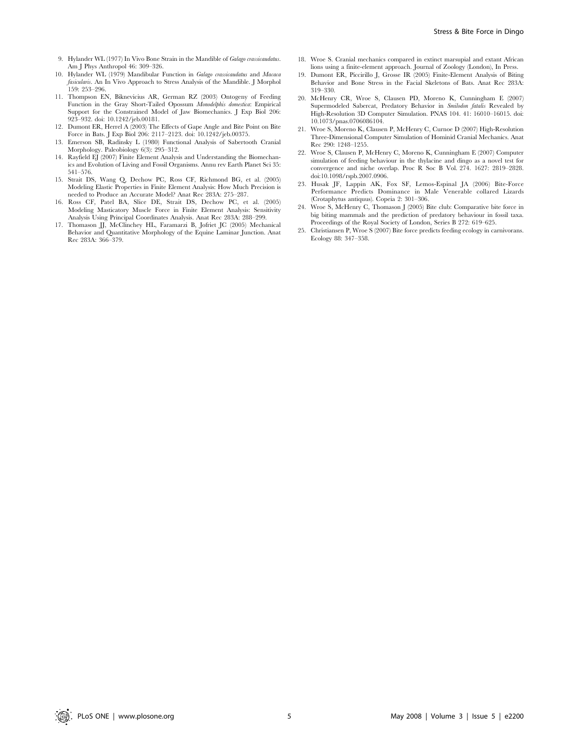9. Hylander WL (1977) In Vivo Bone Strain in the Mandible of *Galago crassicaudatus*. Am J Phys Anthropol 46: 309–326.
10. Hylander WL (1979) Mandibular Function in *Galago crassicaudatus* and *Macaca fasicularis*. An In Vivo Approach to Stress Analysis of the Mandible. J Morphol 159: 253–296.
11. Thompson EN, Biknevicius AR, German RZ (2003) Ontogeny of Feeding Function in the Gray Short-Tailed Opossum *Monodelphis domestica*: Empirical Support for the Constrained Model of Jaw Biomechanics. J Exp Biol 206: 923–932. doi: 10.1242/jeb.00181.
12. Dumont ER, Herrel A (2003) The Effects of Gape Angle and Bite Point on Bite Force in Bats. J Exp Biol 206: 2117–2123. doi: 10.1242/jeb.00375.
13. Emerson SB, Radinsky L (1980) Functional Analysis of Sabertooth Cranial Morphology. Paleobiology 6(3): 295–312.
14. Rayfield EJ (2007) Finite Element Analysis and Understanding the Biomechanics and Evolution of Living and Fossil Organisms. Annu rev Earth Planet Sci 35: 541–576.
15. Strait DS, Wang Q, Dechow PC, Ross CF, Richmond BG, et al. (2005) Modeling Elastic Properties in Finite Element Analysis: How Much Precision is needed to Produce an Accurate Model? Anat Rec 283A: 275–287.
16. Ross CF, Patel BA, Slice DE, Strait DS, Dechow PC, et al. (2005) Modeling Masticatory Muscle Force in Finite Element Analysis: Sensitivity Analysis Using Principal Coordinates Analysis. Anat Rec 283A: 288–299.
17. Thomason JJ, McClinchey HL, Faramarzi B, Jofriet JC (2005) Mechanical Behavior and Quantitative Morphology of the Equine Laminar Junction. Anat Rec 283A: 366–379.
18. Wroe S. Cranial mechanics compared in extinct marsupial and extant African lions using a finite-element approach. Journal of Zoology (London), In Press.
19. Dumont ER, Piccirillo J, Grosse IR (2005) Finite-Element Analysis of Biting Behavior and Bone Stress in the Facial Skeletons of Bats. Anat Rec 283A: 319–330.
20. McHenry CR, Wroe S, Clausen PD, Moreno K, Cunningham E (2007) Supermodeled Sabercat, Predatory Behavior in *Smilodon fatalis* Revealed by High-Resolution 3D Computer Simulation. PNAS 104. 41: 16010–16015. doi: 10.1073/pnas.0706086104.
21. Wroe S, Moreno K, Clausen P, McHenry C, Curnoe D (2007) High-Resolution Three-Dimensional Computer Simulation of Hominid Cranial Mechanics. Anat Rec 290: 1248–1255.
22. Wroe S, Clausen P, McHenry C, Moreno K, Cunningham E (2007) Computer simulation of feeding behaviour in the thylacine and dingo as a novel test for convergence and niche overlap. Proc R Soc B Vol. 274. 1627: 2819–2828. doi:10.1098/rspb.2007.0906.
23. Husak JF, Lappin AK, Fox SF, Lemos-Espinal JA (2006) Bite-Force Performance Predicts Dominance in Male Venerable collared Lizards (Crotaphytus antiquus). Copeia 2: 301–306.
24. Wroe S, McHenry C, Thomason J (2005) Bite club: Comparative bite force in big biting mammals and the prediction of predatory behaviour in fossil taxa. Proceedings of the Royal Society of London, Series B 272: 619–625.
25. Christiansen P, Wroe S (2007) Bite force predicts feeding ecology in carnivorans. Ecology 88: 347–358.